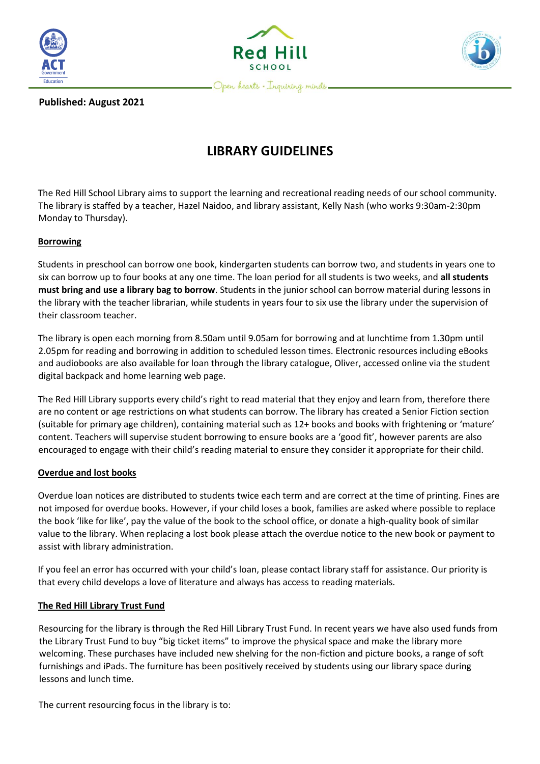**Published: August 2021**

# LIBRARY GUIDELINES

The Red Hill School Library aims to support the learning and recreational reading needs of our school community. The library is staffed by a teacher, Hazel Naidoo, and library assistant, Kelly Nash (who works 9:30am-2:30pm Monday to Thursday).

## Borrowing

Students in preschool can borrow one book, kindergarten students can borrow two, and students in years one to six can borrow up to four books at any one time. The loan period for all students is two weeks, and **all students must bring and use a library bag to borrow**. Students in the junior school can borrow material during lessons in the library with the teacher librarian, while students in years four to six use the library under the supervision of their classroom teacher.

The library is open each morning from 8.50am until 9.05am for borrowing and at lunchtime from 1.30pm until 2.05pm for reading and borrowing in addition to scheduled lesson times. Electronic resources including eBooks and audiobooks are also available for loan through the library catalogue, Oliver, accessed online via the student digital backpack and home learning web page.

The Red Hill Library supports every child's right to read material that they enjoy and learn from, therefore there are no content or age restrictions on what students can borrow. The library has created a Senior Fiction section (suitable for primary age children), containing material such as 12+ books and books with frightening or 'mature' content. Teachers will supervise student borrowing to ensure books are a 'good fit', however parents are also encouraged to engage with their child's reading material to ensure they consider it appropriate for their child.

## Overdue and lost books

Overdue loan notices are distributed to students twice each term and are correct at the time of printing. Fines are not imposed for overdue books. However, if your child loses a book, families are asked where possible to replace the book 'like for like', pay the value of the book to the school office, or donate a high-quality book of similar value to the library. When replacing a lost book please attach the overdue notice to the new book or payment to assist with library administration.

If you feel an error has occurred with your child's loan, please contact library staff for assistance. Our priority is that every child develops a love of literature and always has access to reading materials.

## The Red Hill Library Trust Fund

Resourcing for the library is through the Red Hill Library Trust Fund. In recent years we have also used funds from the Library Trust Fund to buy "big ticket items" to improve the physical space and make the library more welcoming. These purchases have included new shelving for the non-fiction and picture books, a range of soft furnishings and iPads. The furniture has been positively received by students using our library space during lessons and lunch time.

The current resourcing focus in the library is to: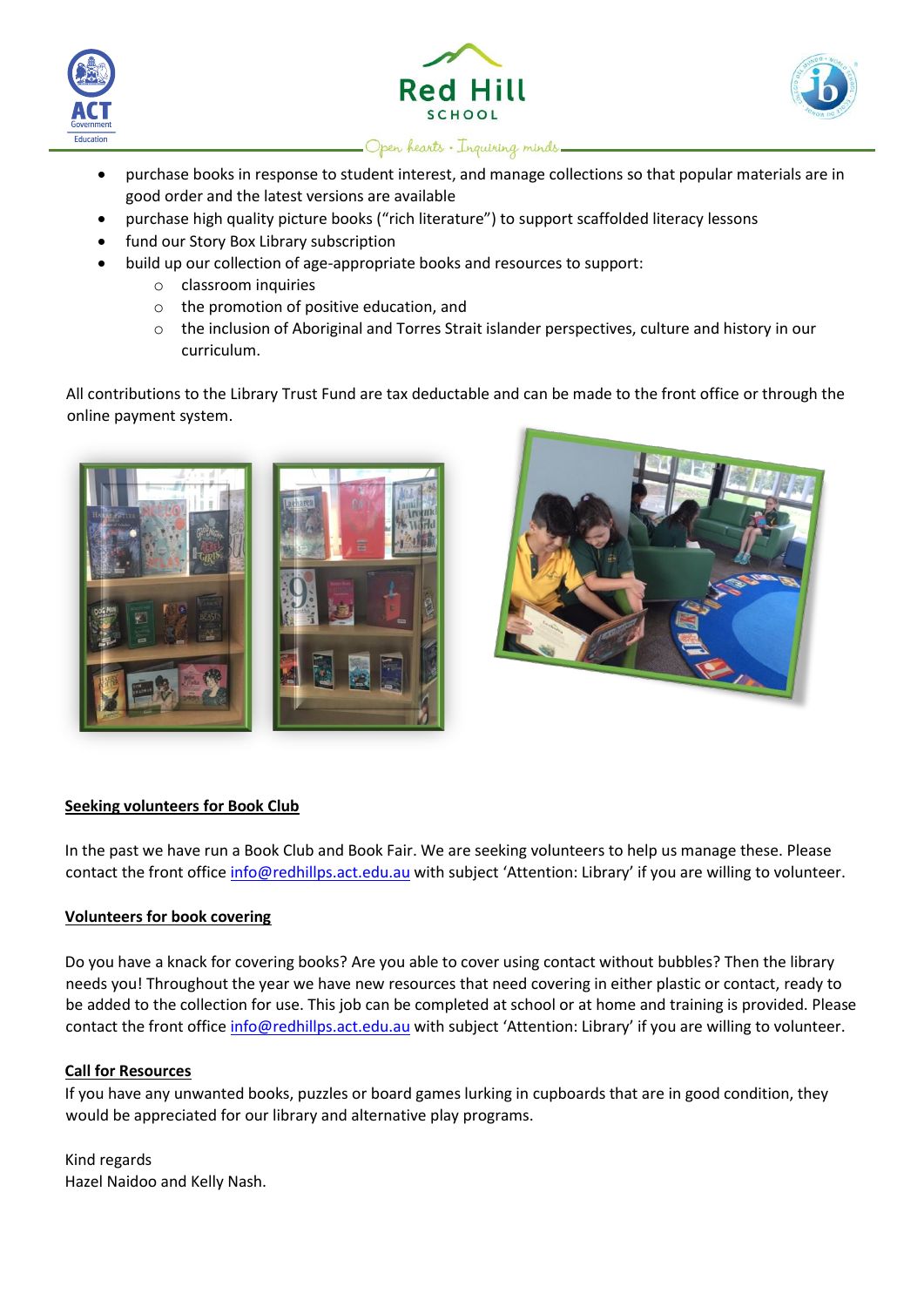- purchase books in response to student interest, and manage collections so that popular materials are in good order and the latest versions are available
- purchase high quality picture books ("rich literature") to support scaffolded literacy lessons
- fund our Story Box Library subscription
- build up our collection of age-appropriate books and resources to support:
    - classroom inquiries
    - the promotion of positive education, and
    - the inclusion of Aboriginal and Torres Strait islander perspectives, culture and history in our curriculum.

All contributions to the Library Trust Fund are tax deductable and can be made to the front office or through the online payment system.

**Seeking volunteers for Book Club**

In the past we have run a Book Club and Book Fair. We are seeking volunteers to help us manage these. Please contact the front office info@redhillps.act.edu.au with subject 'Attention: Library' if you are willing to volunteer.

**Volunteers for book covering**

Do you have a knack for covering books? Are you able to cover using contact without bubbles? Then the library needs you! Throughout the year we have new resources that need covering in either plastic or contact, ready to be added to the collection for use. This job can be completed at school or at home and training is provided. Please contact the front office info@redhillps.act.edu.au with subject 'Attention: Library' if you are willing to volunteer.

**Call for Resources**

If you have any unwanted books, puzzles or board games lurking in cupboards that are in good condition, they would be appreciated for our library and alternative play programs.

Kind regards
Hazel Naidoo and Kelly Nash.